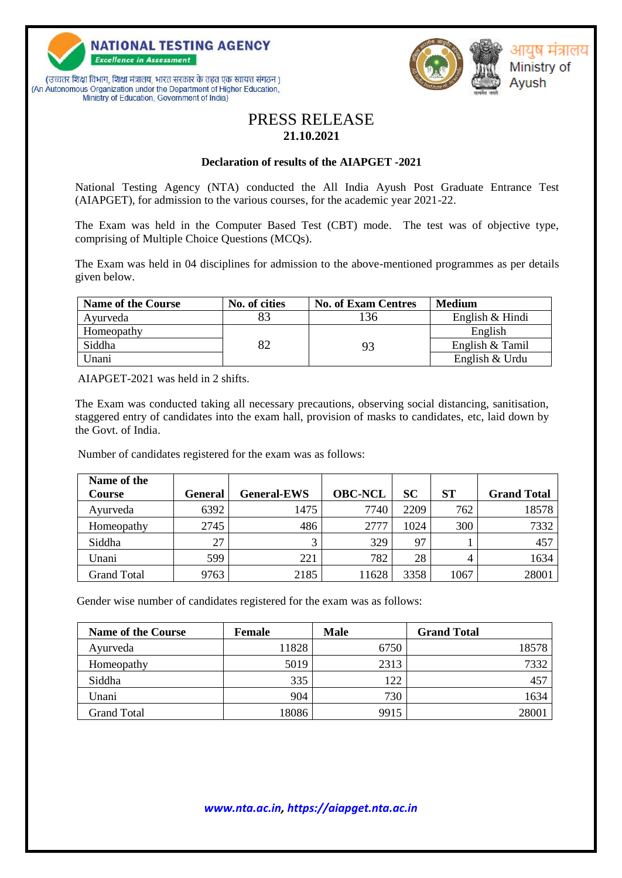**NATIONAL TESTING AGENCY**
*Excellence in Assessment*

(उच्चतर शिक्षा विभाग, शिक्षा मंत्रालय, भारत सरकार के तहत एक स्वायत्त संगठन)
(An Autonomous Organization under the Department of Higher Education, Ministry of Education, Government of India)

आयुष मंत्रालय
Ministry of Ayush

# PRESS RELEASE

**21.10.2021**

**Declaration of results of the AIAPGET -2021**

National Testing Agency (NTA) conducted the All India Ayush Post Graduate Entrance Test (AIAPGET), for admission to the various courses, for the academic year 2021-22.

The Exam was held in the Computer Based Test (CBT) mode. The test was of objective type, comprising of Multiple Choice Questions (MCQs).

The Exam was held in 04 disciplines for admission to the above-mentioned programmes as per details given below.

| Name of the Course | No. of cities | No. of Exam Centres | Medium |
|---|---|---|---|
| Ayurveda | 83 | 136 | English & Hindi |
| Homeopathy | 82 | 93 | English |
| Siddha | | | English & Tamil |
| Unani | | | English & Urdu |

AIAPGET-2021 was held in 2 shifts.

The Exam was conducted taking all necessary precautions, observing social distancing, sanitisation, staggered entry of candidates into the exam hall, provision of masks to candidates, etc, laid down by the Govt. of India.

Number of candidates registered for the exam was as follows:

| Name of the Course | General | General-EWS | OBC-NCL | SC | ST | Grand Total |
|---|---|---|---|---|---|---|
| Ayurveda | 6392 | 1475 | 7740 | 2209 | 762 | 18578 |
| Homeopathy | 2745 | 486 | 2777 | 1024 | 300 | 7332 |
| Siddha | 27 | 3 | 329 | 97 | 1 | 457 |
| Unani | 599 | 221 | 782 | 28 | 4 | 1634 |
| Grand Total | 9763 | 2185 | 11628 | 3358 | 1067 | 28001 |

Gender wise number of candidates registered for the exam was as follows:

| Name of the Course | Female | Male | Grand Total |
|---|---|---|---|
| Ayurveda | 11828 | 6750 | 18578 |
| Homeopathy | 5019 | 2313 | 7332 |
| Siddha | 335 | 122 | 457 |
| Unani | 904 | 730 | 1634 |
| Grand Total | 18086 | 9915 | 28001 |

*www.nta.ac.in, https://aiapget.nta.ac.in*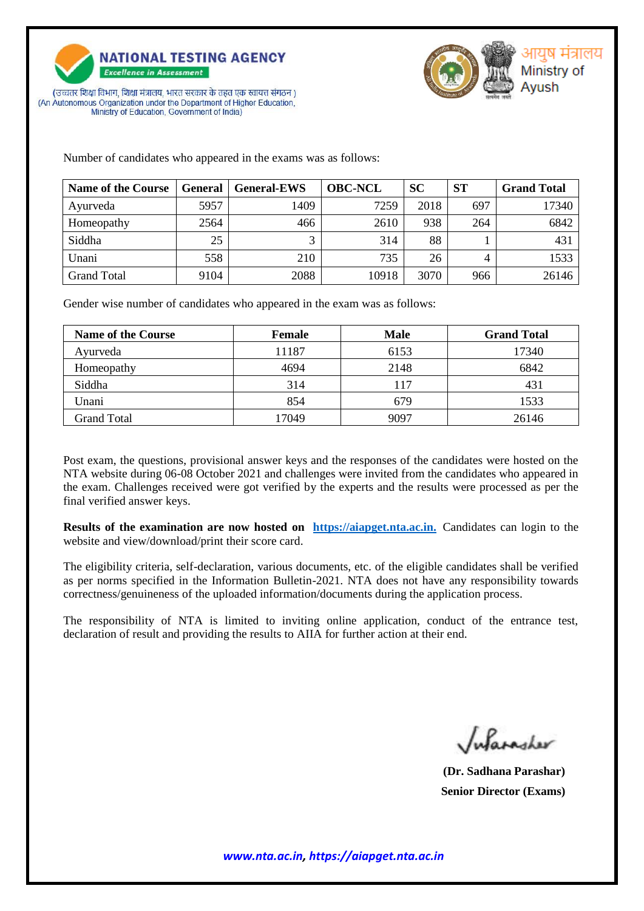Number of candidates who appeared in the exams was as follows:

| Name of the Course | General | General-EWS | OBC-NCL | SC | ST | Grand Total |
|---|---|---|---|---|---|---|
| Ayurveda | 5957 | 1409 | 7259 | 2018 | 697 | 17340 |
| Homeopathy | 2564 | 466 | 2610 | 938 | 264 | 6842 |
| Siddha | 25 | 3 | 314 | 88 | 1 | 431 |
| Unani | 558 | 210 | 735 | 26 | 4 | 1533 |
| Grand Total | 9104 | 2088 | 10918 | 3070 | 966 | 26146 |

Gender wise number of candidates who appeared in the exam was as follows:

| Name of the Course | Female | Male | Grand Total |
|---|---|---|---|
| Ayurveda | 11187 | 6153 | 17340 |
| Homeopathy | 4694 | 2148 | 6842 |
| Siddha | 314 | 117 | 431 |
| Unani | 854 | 679 | 1533 |
| Grand Total | 17049 | 9097 | 26146 |

Post exam, the questions, provisional answer keys and the responses of the candidates were hosted on the NTA website during 06-08 October 2021 and challenges were invited from the candidates who appeared in the exam. Challenges received were got verified by the experts and the results were processed as per the final verified answer keys.

**Results of the examination are now hosted on https://aiapget.nta.ac.in.** Candidates can login to the website and view/download/print their score card.

The eligibility criteria, self-declaration, various documents, etc. of the eligible candidates shall be verified as per norms specified in the Information Bulletin-2021. NTA does not have any responsibility towards correctness/genuineness of the uploaded information/documents during the application process.

The responsibility of NTA is limited to inviting online application, conduct of the entrance test, declaration of result and providing the results to AIIA for further action at their end.

**(Dr. Sadhana Parashar)**
**Senior Director (Exams)**